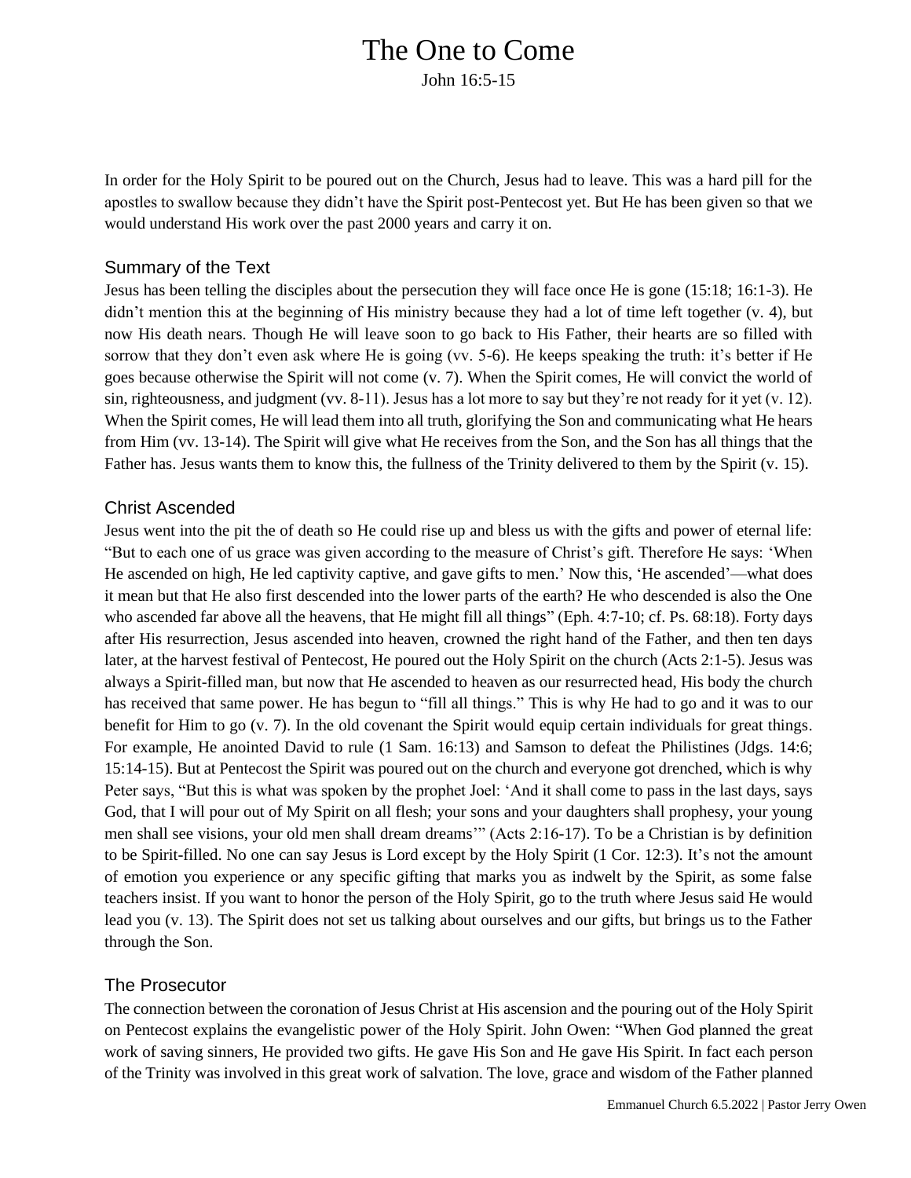# The One to Come

John 16:5-15

In order for the Holy Spirit to be poured out on the Church, Jesus had to leave. This was a hard pill for the apostles to swallow because they didn't have the Spirit post-Pentecost yet. But He has been given so that we would understand His work over the past 2000 years and carry it on.

## Summary of the Text

Jesus has been telling the disciples about the persecution they will face once He is gone (15:18; 16:1-3). He didn't mention this at the beginning of His ministry because they had a lot of time left together (v. 4), but now His death nears. Though He will leave soon to go back to His Father, their hearts are so filled with sorrow that they don't even ask where He is going (vv. 5-6). He keeps speaking the truth: it's better if He goes because otherwise the Spirit will not come (v. 7). When the Spirit comes, He will convict the world of sin, righteousness, and judgment (vv. 8-11). Jesus has a lot more to say but they're not ready for it yet (v. 12). When the Spirit comes, He will lead them into all truth, glorifying the Son and communicating what He hears from Him (vv. 13-14). The Spirit will give what He receives from the Son, and the Son has all things that the Father has. Jesus wants them to know this, the fullness of the Trinity delivered to them by the Spirit (v. 15).

## Christ Ascended

Jesus went into the pit the of death so He could rise up and bless us with the gifts and power of eternal life: "But to each one of us grace was given according to the measure of Christ's gift. Therefore He says: 'When He ascended on high, He led captivity captive, and gave gifts to men.' Now this, 'He ascended'—what does it mean but that He also first descended into the lower parts of the earth? He who descended is also the One who ascended far above all the heavens, that He might fill all things" (Eph. 4:7-10; cf. Ps. 68:18). Forty days after His resurrection, Jesus ascended into heaven, crowned the right hand of the Father, and then ten days later, at the harvest festival of Pentecost, He poured out the Holy Spirit on the church (Acts 2:1-5). Jesus was always a Spirit-filled man, but now that He ascended to heaven as our resurrected head, His body the church has received that same power. He has begun to "fill all things." This is why He had to go and it was to our benefit for Him to go (v. 7). In the old covenant the Spirit would equip certain individuals for great things. For example, He anointed David to rule (1 Sam. 16:13) and Samson to defeat the Philistines (Jdgs. 14:6; 15:14-15). But at Pentecost the Spirit was poured out on the church and everyone got drenched, which is why Peter says, "But this is what was spoken by the prophet Joel: 'And it shall come to pass in the last days, says God, that I will pour out of My Spirit on all flesh; your sons and your daughters shall prophesy, your young men shall see visions, your old men shall dream dreams'" (Acts 2:16-17). To be a Christian is by definition to be Spirit-filled. No one can say Jesus is Lord except by the Holy Spirit (1 Cor. 12:3). It's not the amount of emotion you experience or any specific gifting that marks you as indwelt by the Spirit, as some false teachers insist. If you want to honor the person of the Holy Spirit, go to the truth where Jesus said He would lead you (v. 13). The Spirit does not set us talking about ourselves and our gifts, but brings us to the Father through the Son.

## The Prosecutor

The connection between the coronation of Jesus Christ at His ascension and the pouring out of the Holy Spirit on Pentecost explains the evangelistic power of the Holy Spirit. John Owen: "When God planned the great work of saving sinners, He provided two gifts. He gave His Son and He gave His Spirit. In fact each person of the Trinity was involved in this great work of salvation. The love, grace and wisdom of the Father planned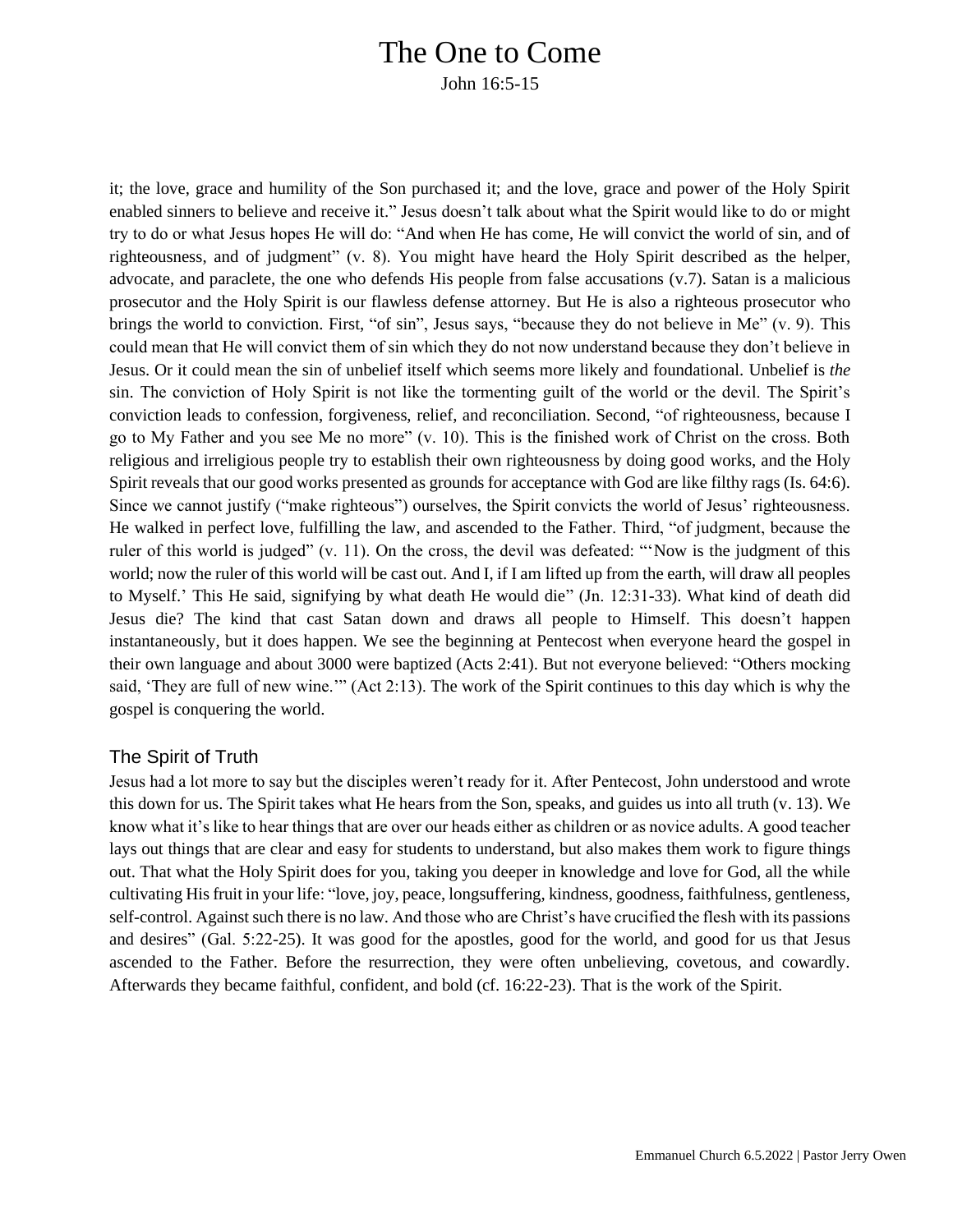it; the love, grace and humility of the Son purchased it; and the love, grace and power of the Holy Spirit enabled sinners to believe and receive it." Jesus doesn't talk about what the Spirit would like to do or might try to do or what Jesus hopes He will do: "And when He has come, He will convict the world of sin, and of righteousness, and of judgment" (v. 8). You might have heard the Holy Spirit described as the helper, advocate, and paraclete, the one who defends His people from false accusations (v.7). Satan is a malicious prosecutor and the Holy Spirit is our flawless defense attorney. But He is also a righteous prosecutor who brings the world to conviction. First, "of sin", Jesus says, "because they do not believe in Me" (v. 9). This could mean that He will convict them of sin which they do not now understand because they don't believe in Jesus. Or it could mean the sin of unbelief itself which seems more likely and foundational. Unbelief is *the* sin. The conviction of Holy Spirit is not like the tormenting guilt of the world or the devil. The Spirit's conviction leads to confession, forgiveness, relief, and reconciliation. Second, "of righteousness, because I go to My Father and you see Me no more" (v. 10). This is the finished work of Christ on the cross. Both religious and irreligious people try to establish their own righteousness by doing good works, and the Holy Spirit reveals that our good works presented as grounds for acceptance with God are like filthy rags (Is. 64:6). Since we cannot justify ("make righteous") ourselves, the Spirit convicts the world of Jesus' righteousness. He walked in perfect love, fulfilling the law, and ascended to the Father. Third, "of judgment, because the ruler of this world is judged" (v. 11). On the cross, the devil was defeated: "'Now is the judgment of this world; now the ruler of this world will be cast out. And I, if I am lifted up from the earth, will draw all peoples to Myself.' This He said, signifying by what death He would die" (Jn. 12:31-33). What kind of death did Jesus die? The kind that cast Satan down and draws all people to Himself. This doesn't happen instantaneously, but it does happen. We see the beginning at Pentecost when everyone heard the gospel in their own language and about 3000 were baptized (Acts 2:41). But not everyone believed: "Others mocking said, 'They are full of new wine.'" (Act 2:13). The work of the Spirit continues to this day which is why the gospel is conquering the world.

## The Spirit of Truth

Jesus had a lot more to say but the disciples weren't ready for it. After Pentecost, John understood and wrote this down for us. The Spirit takes what He hears from the Son, speaks, and guides us into all truth (v. 13). We know what it's like to hear things that are over our heads either as children or as novice adults. A good teacher lays out things that are clear and easy for students to understand, but also makes them work to figure things out. That what the Holy Spirit does for you, taking you deeper in knowledge and love for God, all the while cultivating His fruit in your life: "love, joy, peace, longsuffering, kindness, goodness, faithfulness, gentleness, self-control. Against such there is no law. And those who are Christ's have crucified the flesh with its passions and desires" (Gal. 5:22-25). It was good for the apostles, good for the world, and good for us that Jesus ascended to the Father. Before the resurrection, they were often unbelieving, covetous, and cowardly. Afterwards they became faithful, confident, and bold (cf. 16:22-23). That is the work of the Spirit.